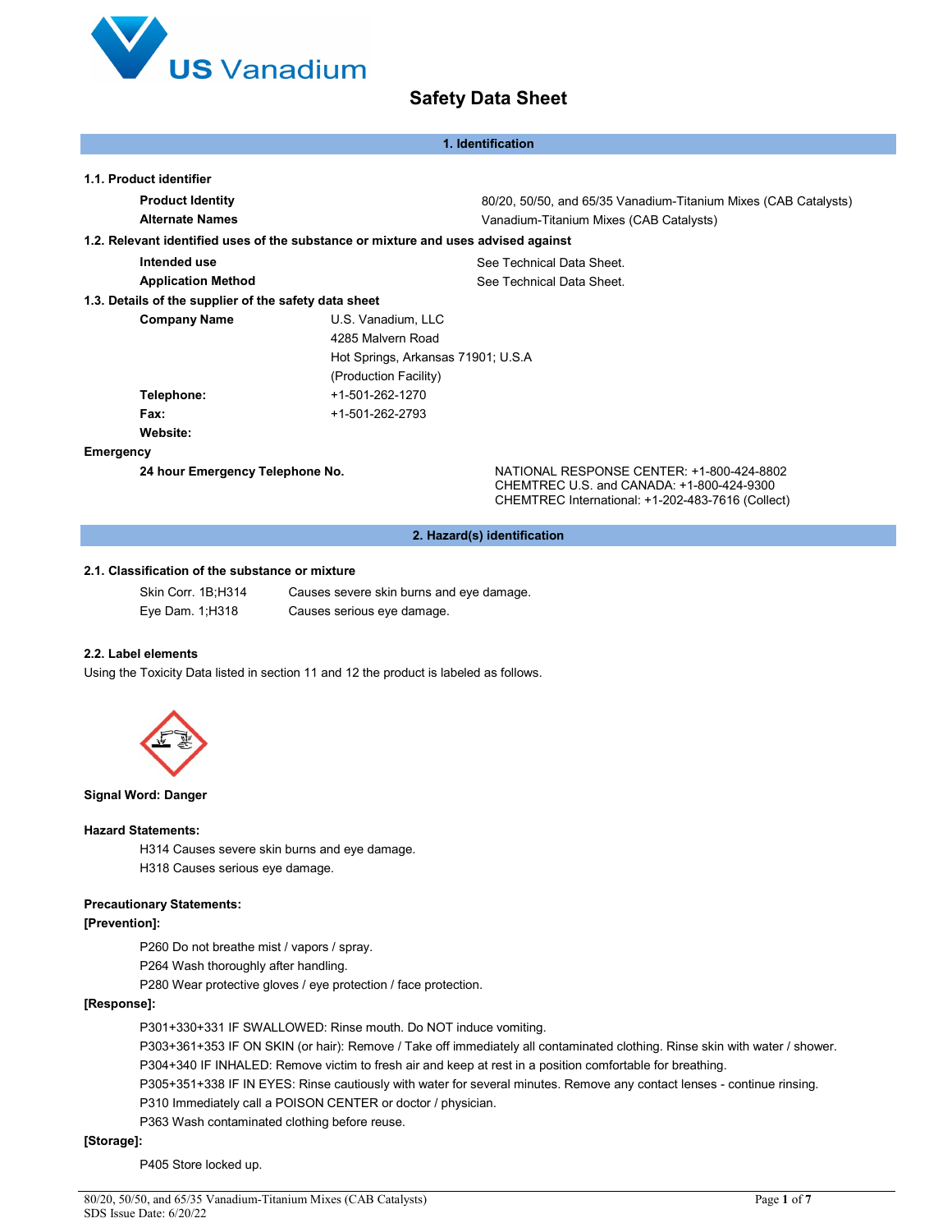# Safety Data Sheet

## 1. Identification

### 1.1. Product identifier

| | |
|---|---|
| **Product Identity** | 80/20, 50/50, and 65/35 Vanadium-Titanium Mixes (CAB Catalysts) |
| **Alternate Names** | Vanadium-Titanium Mixes (CAB Catalysts) |

### 1.2. Relevant identified uses of the substance or mixture and uses advised against

| | |
|---|---|
| **Intended use** | See Technical Data Sheet. |
| **Application Method** | See Technical Data Sheet. |

### 1.3. Details of the supplier of the safety data sheet

| | |
|---|---|
| **Company Name** | U.S. Vanadium, LLC<br>4285 Malvern Road<br>Hot Springs, Arkansas 71901; U.S.A<br>(Production Facility) |
| **Telephone:** | +1-501-262-1270 |
| **Fax:** | +1-501-262-2793 |
| **Website:** | |

**Emergency**

| | |
|---|---|
| **24 hour Emergency Telephone No.** | NATIONAL RESPONSE CENTER: +1-800-424-8802<br>CHEMTREC U.S. and CANADA: +1-800-424-9300<br>CHEMTREC International: +1-202-483-7616 (Collect) |

## 2. Hazard(s) identification

### 2.1. Classification of the substance or mixture

| | |
|---|---|
| Skin Corr. 1B;H314 | Causes severe skin burns and eye damage. |
| Eye Dam. 1;H318 | Causes serious eye damage. |

### 2.2. Label elements

Using the Toxicity Data listed in section 11 and 12 the product is labeled as follows.

**Signal Word: Danger**

**Hazard Statements:**

H314 Causes severe skin burns and eye damage.
H318 Causes serious eye damage.

**Precautionary Statements:**

**[Prevention]:**

P260 Do not breathe mist / vapors / spray.
P264 Wash thoroughly after handling.
P280 Wear protective gloves / eye protection / face protection.

**[Response]:**

P301+330+331 IF SWALLOWED: Rinse mouth. Do NOT induce vomiting.
P303+361+353 IF ON SKIN (or hair): Remove / Take off immediately all contaminated clothing. Rinse skin with water / shower.
P304+340 IF INHALED: Remove victim to fresh air and keep at rest in a position comfortable for breathing.
P305+351+338 IF IN EYES: Rinse cautiously with water for several minutes. Remove any contact lenses - continue rinsing.
P310 Immediately call a POISON CENTER or doctor / physician.
P363 Wash contaminated clothing before reuse.

**[Storage]:**

P405 Store locked up.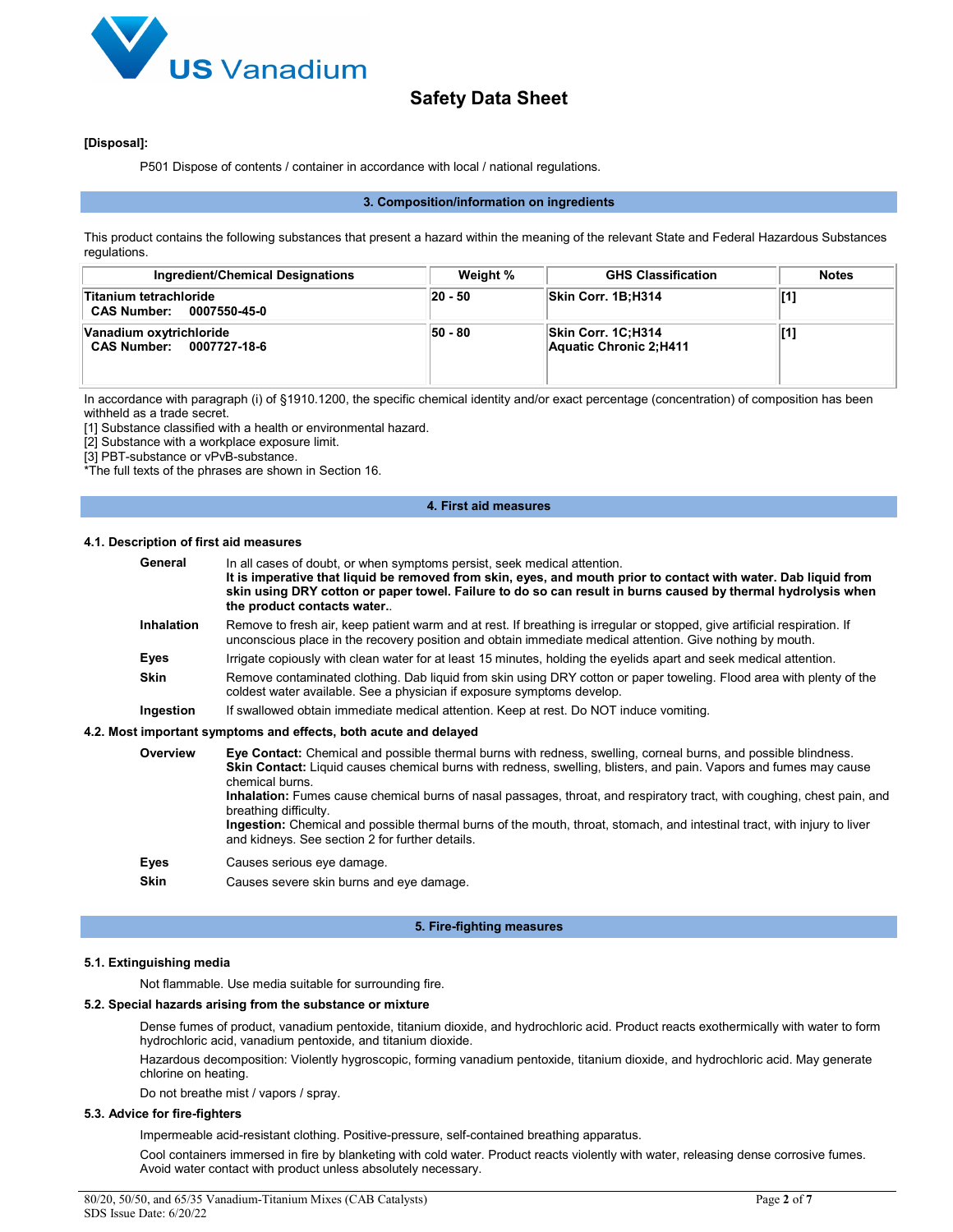**[Disposal]:**

P501 Dispose of contents / container in accordance with local / national regulations.

## 3. Composition/information on ingredients

This product contains the following substances that present a hazard within the meaning of the relevant State and Federal Hazardous Substances regulations.

| Ingredient/Chemical Designations | Weight % | GHS Classification | Notes |
|---|---|---|---|
| **Titanium tetrachloride**<br>**CAS Number: 0007550-45-0** | **20 - 50** | **Skin Corr. 1B;H314** | **[1]** |
| **Vanadium oxytrichloride**<br>**CAS Number: 0007727-18-6** | **50 - 80** | **Skin Corr. 1C;H314**<br>**Aquatic Chronic 2;H411** | **[1]** |

In accordance with paragraph (i) of §1910.1200, the specific chemical identity and/or exact percentage (concentration) of composition has been withheld as a trade secret.

[1] Substance classified with a health or environmental hazard.
[2] Substance with a workplace exposure limit.
[3] PBT-substance or vPvB-substance.
*The full texts of the phrases are shown in Section 16.

## 4. First aid measures

### 4.1. Description of first aid measures

**General**
In all cases of doubt, or when symptoms persist, seek medical attention.
**It is imperative that liquid be removed from skin, eyes, and mouth prior to contact with water. Dab liquid from skin using DRY cotton or paper towel. Failure to do so can result in burns caused by thermal hydrolysis when the product contacts water.**.

**Inhalation**
Remove to fresh air, keep patient warm and at rest. If breathing is irregular or stopped, give artificial respiration. If unconscious place in the recovery position and obtain immediate medical attention. Give nothing by mouth.

**Eyes**
Irrigate copiously with clean water for at least 15 minutes, holding the eyelids apart and seek medical attention.

**Skin**
Remove contaminated clothing. Dab liquid from skin using DRY cotton or paper toweling. Flood area with plenty of the coldest water available. See a physician if exposure symptoms develop.

**Ingestion**
If swallowed obtain immediate medical attention. Keep at rest. Do NOT induce vomiting.

### 4.2. Most important symptoms and effects, both acute and delayed

**Overview**
**Eye Contact:** Chemical and possible thermal burns with redness, swelling, corneal burns, and possible blindness.
**Skin Contact:** Liquid causes chemical burns with redness, swelling, blisters, and pain. Vapors and fumes may cause chemical burns.
**Inhalation:** Fumes cause chemical burns of nasal passages, throat, and respiratory tract, with coughing, chest pain, and breathing difficulty.
**Ingestion:** Chemical and possible thermal burns of the mouth, throat, stomach, and intestinal tract, with injury to liver and kidneys. See section 2 for further details.

**Eyes**
Causes serious eye damage.

**Skin**
Causes severe skin burns and eye damage.

## 5. Fire-fighting measures

### 5.1. Extinguishing media

Not flammable. Use media suitable for surrounding fire.

### 5.2. Special hazards arising from the substance or mixture

Dense fumes of product, vanadium pentoxide, titanium dioxide, and hydrochloric acid. Product reacts exothermically with water to form hydrochloric acid, vanadium pentoxide, and titanium dioxide.

Hazardous decomposition: Violently hygroscopic, forming vanadium pentoxide, titanium dioxide, and hydrochloric acid. May generate chlorine on heating.

Do not breathe mist / vapors / spray.

### 5.3. Advice for fire-fighters

Impermeable acid-resistant clothing. Positive-pressure, self-contained breathing apparatus.

Cool containers immersed in fire by blanketing with cold water. Product reacts violently with water, releasing dense corrosive fumes. Avoid water contact with product unless absolutely necessary.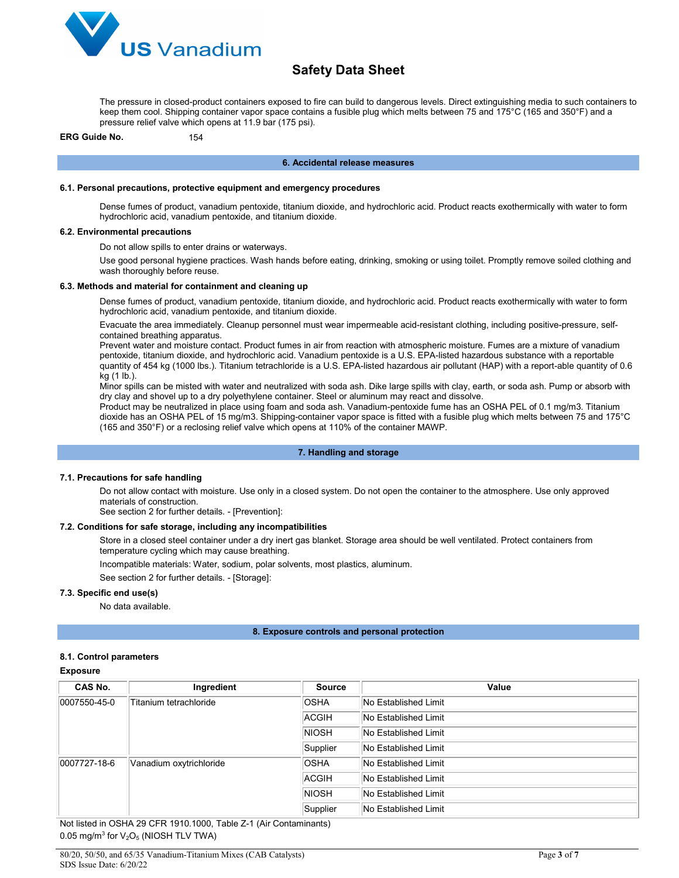The pressure in closed-product containers exposed to fire can build to dangerous levels. Direct extinguishing media to such containers to keep them cool. Shipping container vapor space contains a fusible plug which melts between 75 and 175°C (165 and 350°F) and a pressure relief valve which opens at 11.9 bar (175 psi).

**ERG Guide No.** 154

## 6. Accidental release measures

### 6.1. Personal precautions, protective equipment and emergency procedures

Dense fumes of product, vanadium pentoxide, titanium dioxide, and hydrochloric acid. Product reacts exothermically with water to form hydrochloric acid, vanadium pentoxide, and titanium dioxide.

### 6.2. Environmental precautions

Do not allow spills to enter drains or waterways.

Use good personal hygiene practices. Wash hands before eating, drinking, smoking or using toilet. Promptly remove soiled clothing and wash thoroughly before reuse.

### 6.3. Methods and material for containment and cleaning up

Dense fumes of product, vanadium pentoxide, titanium dioxide, and hydrochloric acid. Product reacts exothermically with water to form hydrochloric acid, vanadium pentoxide, and titanium dioxide.

Evacuate the area immediately. Cleanup personnel must wear impermeable acid-resistant clothing, including positive-pressure, self-contained breathing apparatus.
Prevent water and moisture contact. Product fumes in air from reaction with atmospheric moisture. Fumes are a mixture of vanadium pentoxide, titanium dioxide, and hydrochloric acid. Vanadium pentoxide is a U.S. EPA-listed hazardous substance with a reportable quantity of 454 kg (1000 lbs.). Titanium tetrachloride is a U.S. EPA-listed hazardous air pollutant (HAP) with a report-able quantity of 0.6 kg (1 lb.).
Minor spills can be misted with water and neutralized with soda ash. Dike large spills with clay, earth, or soda ash. Pump or absorb with dry clay and shovel up to a dry polyethylene container. Steel or aluminum may react and dissolve.
Product may be neutralized in place using foam and soda ash. Vanadium-pentoxide fume has an OSHA PEL of 0.1 mg/m3. Titanium dioxide has an OSHA PEL of 15 mg/m3. Shipping-container vapor space is fitted with a fusible plug which melts between 75 and 175°C (165 and 350°F) or a reclosing relief valve which opens at 110% of the container MAWP.

## 7. Handling and storage

### 7.1. Precautions for safe handling

Do not allow contact with moisture. Use only in a closed system. Do not open the container to the atmosphere. Use only approved materials of construction.
See section 2 for further details. - [Prevention]:

### 7.2. Conditions for safe storage, including any incompatibilities

Store in a closed steel container under a dry inert gas blanket. Storage area should be well ventilated. Protect containers from temperature cycling which may cause breathing.

Incompatible materials: Water, sodium, polar solvents, most plastics, aluminum.

See section 2 for further details. - [Storage]:

### 7.3. Specific end use(s)

No data available.

## 8. Exposure controls and personal protection

### 8.1. Control parameters

**Exposure**

| CAS No. | Ingredient | Source | Value |
|---|---|---|---|
| 0007550-45-0 | Titanium tetrachloride | OSHA | No Established Limit |
| | | ACGIH | No Established Limit |
| | | NIOSH | No Established Limit |
| | | Supplier | No Established Limit |
| 0007727-18-6 | Vanadium oxytrichloride | OSHA | No Established Limit |
| | | ACGIH | No Established Limit |
| | | NIOSH | No Established Limit |
| | | Supplier | No Established Limit |

Not listed in OSHA 29 CFR 1910.1000, Table Z-1 (Air Contaminants)
0.05 $mg/m^3$ for $V_2O_5$ (NIOSH TLV TWA)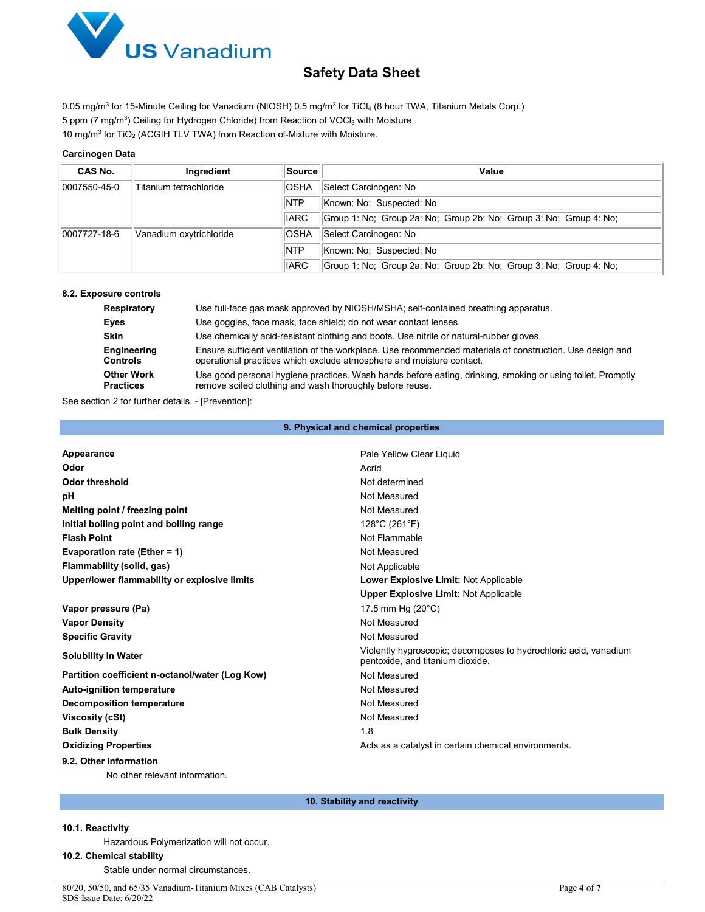0.05 mg/m$^3$ for 15-Minute Ceiling for Vanadium (NIOSH) 0.5 mg/m$^3$ for $TiCl_4$ (8 hour TWA, Titanium Metals Corp.)
5 ppm (7 mg/m$^3$) Ceiling for Hydrogen Chloride) from Reaction of $VOCl_3$ with Moisture
10 mg/m$^3$ for $TiO_2$ (ACGIH TLV TWA) from Reaction of Mixture with Moisture.

**Carcinogen Data**

| CAS No. | Ingredient | Source | Value |
|---|---|---|---|
| 0007550-45-0 | Titanium tetrachloride | OSHA | Select Carcinogen: No |
| | | NTP | Known: No; Suspected: No |
| | | IARC | Group 1: No; Group 2a: No; Group 2b: No; Group 3: No; Group 4: No; |
| 0007727-18-6 | Vanadium oxytrichloride | OSHA | Select Carcinogen: No |
| | | NTP | Known: No; Suspected: No |
| | | IARC | Group 1: No; Group 2a: No; Group 2b: No; Group 3: No; Group 4: No; |

### 8.2. Exposure controls

| | |
|---|---|
| **Respiratory** | Use full-face gas mask approved by NIOSH/MSHA; self-contained breathing apparatus. |
| **Eyes** | Use goggles, face mask, face shield; do not wear contact lenses. |
| **Skin** | Use chemically acid-resistant clothing and boots. Use nitrile or natural-rubber gloves. |
| **Engineering Controls** | Ensure sufficient ventilation of the workplace. Use recommended materials of construction. Use design and operational practices which exclude atmosphere and moisture contact. |
| **Other Work Practices** | Use good personal hygiene practices. Wash hands before eating, drinking, smoking or using toilet. Promptly remove soiled clothing and wash thoroughly before reuse. |

See section 2 for further details. - [Prevention]:

## 9. Physical and chemical properties

| | |
|---|---|
| **Appearance** | Pale Yellow Clear Liquid |
| **Odor** | Acrid |
| **Odor threshold** | Not determined |
| **pH** | Not Measured |
| **Melting point / freezing point** | Not Measured |
| **Initial boiling point and boiling range** | 128°C (261°F) |
| **Flash Point** | Not Flammable |
| **Evaporation rate (Ether = 1)** | Not Measured |
| **Flammability (solid, gas)** | Not Applicable |
| **Upper/lower flammability or explosive limits** | **Lower Explosive Limit:** Not Applicable<br>**Upper Explosive Limit:** Not Applicable |
| **Vapor pressure (Pa)** | 17.5 mm Hg (20°C) |
| **Vapor Density** | Not Measured |
| **Specific Gravity** | Not Measured |
| **Solubility in Water** | Violently hygroscopic; decomposes to hydrochloric acid, vanadium pentoxide, and titanium dioxide. |
| **Partition coefficient n-octanol/water (Log Kow)** | Not Measured |
| **Auto-ignition temperature** | Not Measured |
| **Decomposition temperature** | Not Measured |
| **Viscosity (cSt)** | Not Measured |
| **Bulk Density** | 1.8 |
| **Oxidizing Properties** | Acts as a catalyst in certain chemical environments. |

### 9.2. Other information

No other relevant information.

## 10. Stability and reactivity

### 10.1. Reactivity

Hazardous Polymerization will not occur.

### 10.2. Chemical stability

Stable under normal circumstances.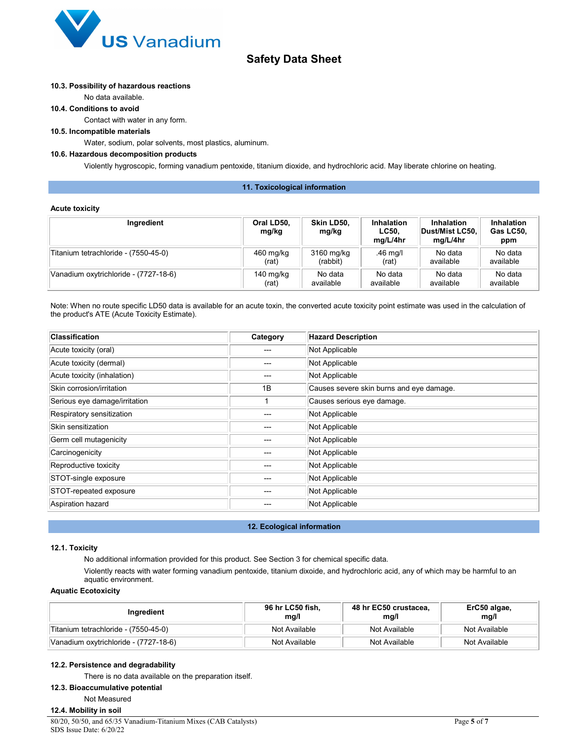**10.3. Possibility of hazardous reactions**

No data available.

**10.4. Conditions to avoid**

Contact with water in any form.

**10.5. Incompatible materials**

Water, sodium, polar solvents, most plastics, aluminum.

**10.6. Hazardous decomposition products**

Violently hygroscopic, forming vanadium pentoxide, titanium dioxide, and hydrochloric acid. May liberate chlorine on heating.

## 11. Toxicological information

**Acute toxicity**

| Ingredient | Oral LD50, mg/kg | Skin LD50, mg/kg | Inhalation LC50, mg/L/4hr | Inhalation Dust/Mist LC50, mg/L/4hr | Inhalation Gas LC50, ppm |
|---|---|---|---|---|---|
| Titanium tetrachloride - (7550-45-0) | 460 mg/kg (rat) | 3160 mg/kg (rabbit) | .46 mg/l (rat) | No data available | No data available |
| Vanadium oxytrichloride - (7727-18-6) | 140 mg/kg (rat) | No data available | No data available | No data available | No data available |

Note: When no route specific LD50 data is available for an acute toxin, the converted acute toxicity point estimate was used in the calculation of the product's ATE (Acute Toxicity Estimate).

| Classification | Category | Hazard Description |
|---|---|---|
| Acute toxicity (oral) | --- | Not Applicable |
| Acute toxicity (dermal) | --- | Not Applicable |
| Acute toxicity (inhalation) | --- | Not Applicable |
| Skin corrosion/irritation | 1B | Causes severe skin burns and eye damage. |
| Serious eye damage/irritation | 1 | Causes serious eye damage. |
| Respiratory sensitization | --- | Not Applicable |
| Skin sensitization | --- | Not Applicable |
| Germ cell mutagenicity | --- | Not Applicable |
| Carcinogenicity | --- | Not Applicable |
| Reproductive toxicity | --- | Not Applicable |
| STOT-single exposure | --- | Not Applicable |
| STOT-repeated exposure | --- | Not Applicable |
| Aspiration hazard | --- | Not Applicable |

## 12. Ecological information

**12.1. Toxicity**

No additional information provided for this product. See Section 3 for chemical specific data.

Violently reacts with water forming vanadium pentoxide, titanium dixoide, and hydrochloric acid, any of which may be harmful to an aquatic environment.

**Aquatic Ecotoxicity**

| Ingredient | 96 hr LC50 fish, mg/l | 48 hr EC50 crustacea, mg/l | ErC50 algae, mg/l |
|---|---|---|---|
| Titanium tetrachloride - (7550-45-0) | Not Available | Not Available | Not Available |
| Vanadium oxytrichloride - (7727-18-6) | Not Available | Not Available | Not Available |

**12.2. Persistence and degradability**

There is no data available on the preparation itself.

**12.3. Bioaccumulative potential**

Not Measured

**12.4. Mobility in soil**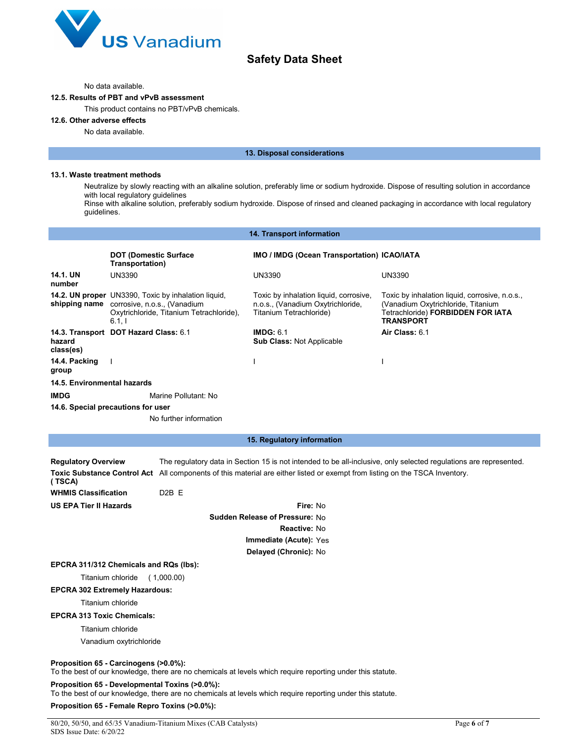No data available.

**12.5. Results of PBT and vPvB assessment**

This product contains no PBT/vPvB chemicals.

**12.6. Other adverse effects**

No data available.

## 13. Disposal considerations

**13.1. Waste treatment methods**

Neutralize by slowly reacting with an alkaline solution, preferably lime or sodium hydroxide. Dispose of resulting solution in accordance with local regulatory guidelines
Rinse with alkaline solution, preferably sodium hydroxide. Dispose of rinsed and cleaned packaging in accordance with local regulatory guidelines.

## 14. Transport information

| | DOT (Domestic Surface Transportation) | IMO / IMDG (Ocean Transportation) | ICAO/IATA |
|---|---|---|---|
| **14.1. UN number** | UN3390 | UN3390 | UN3390 |
| **14.2. UN proper shipping name** | UN3390, Toxic by inhalation liquid, corrosive, n.o.s., (Vanadium Oxytrichloride, Titanium Tetrachloride), 6.1, I | Toxic by inhalation liquid, corrosive, n.o.s., (Vanadium Oxytrichloride, Titanium Tetrachloride) | Toxic by inhalation liquid, corrosive, n.o.s., (Vanadium Oxytrichloride, Titanium Tetrachloride) **FORBIDDEN FOR IATA TRANSPORT** |
| **14.3. Transport hazard class(es)** | **DOT Hazard Class:** 6.1 | **IMDG:** 6.1<br>**Sub Class:** Not Applicable | **Air Class:** 6.1 |
| **14.4. Packing group** | I | I | I |

**14.5. Environmental hazards**

**IMDG** Marine Pollutant: No

**14.6. Special precautions for user**

No further information

## 15. Regulatory information

**Regulatory Overview** The regulatory data in Section 15 is not intended to be all-inclusive, only selected regulations are represented.

**Toxic Substance Control Act ( TSCA)** All components of this material are either listed or exempt from listing on the TSCA Inventory.

**WHMIS Classification** D2B E

**US EPA Tier II Hazards**

**Fire:** No
**Sudden Release of Pressure:** No
**Reactive:** No
**Immediate (Acute):** Yes
**Delayed (Chronic):** No

**EPCRA 311/312 Chemicals and RQs (lbs):**

Titanium chloride ( 1,000.00)

**EPCRA 302 Extremely Hazardous:**

Titanium chloride

**EPCRA 313 Toxic Chemicals:**

Titanium chloride

Vanadium oxytrichloride

**Proposition 65 - Carcinogens (>0.0%):**
To the best of our knowledge, there are no chemicals at levels which require reporting under this statute.

**Proposition 65 - Developmental Toxins (>0.0%):**
To the best of our knowledge, there are no chemicals at levels which require reporting under this statute.

**Proposition 65 - Female Repro Toxins (>0.0%):**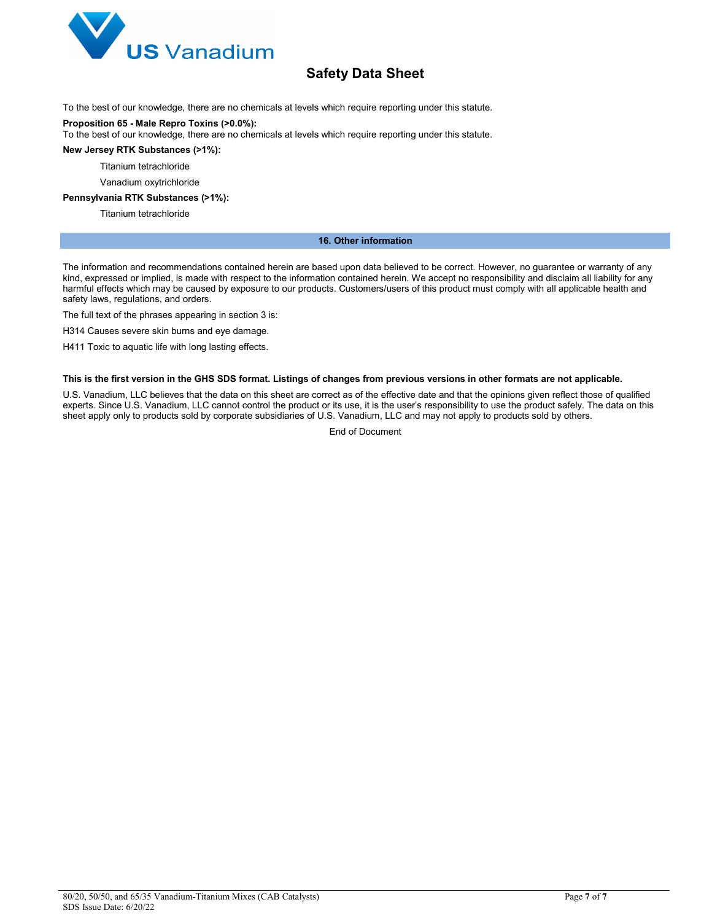To the best of our knowledge, there are no chemicals at levels which require reporting under this statute.

**Proposition 65 - Male Repro Toxins (>0.0%):**

To the best of our knowledge, there are no chemicals at levels which require reporting under this statute.

**New Jersey RTK Substances (>1%):**

Titanium tetrachloride

Vanadium oxytrichloride

**Pennsylvania RTK Substances (>1%):**

Titanium tetrachloride

## 16. Other information

The information and recommendations contained herein are based upon data believed to be correct. However, no guarantee or warranty of any kind, expressed or implied, is made with respect to the information contained herein. We accept no responsibility and disclaim all liability for any harmful effects which may be caused by exposure to our products. Customers/users of this product must comply with all applicable health and safety laws, regulations, and orders.

The full text of the phrases appearing in section 3 is:

H314 Causes severe skin burns and eye damage.

H411 Toxic to aquatic life with long lasting effects.

**This is the first version in the GHS SDS format. Listings of changes from previous versions in other formats are not applicable.**

U.S. Vanadium, LLC believes that the data on this sheet are correct as of the effective date and that the opinions given reflect those of qualified experts. Since U.S. Vanadium, LLC cannot control the product or its use, it is the user's responsibility to use the product safely. The data on this sheet apply only to products sold by corporate subsidiaries of U.S. Vanadium, LLC and may not apply to products sold by others.

End of Document